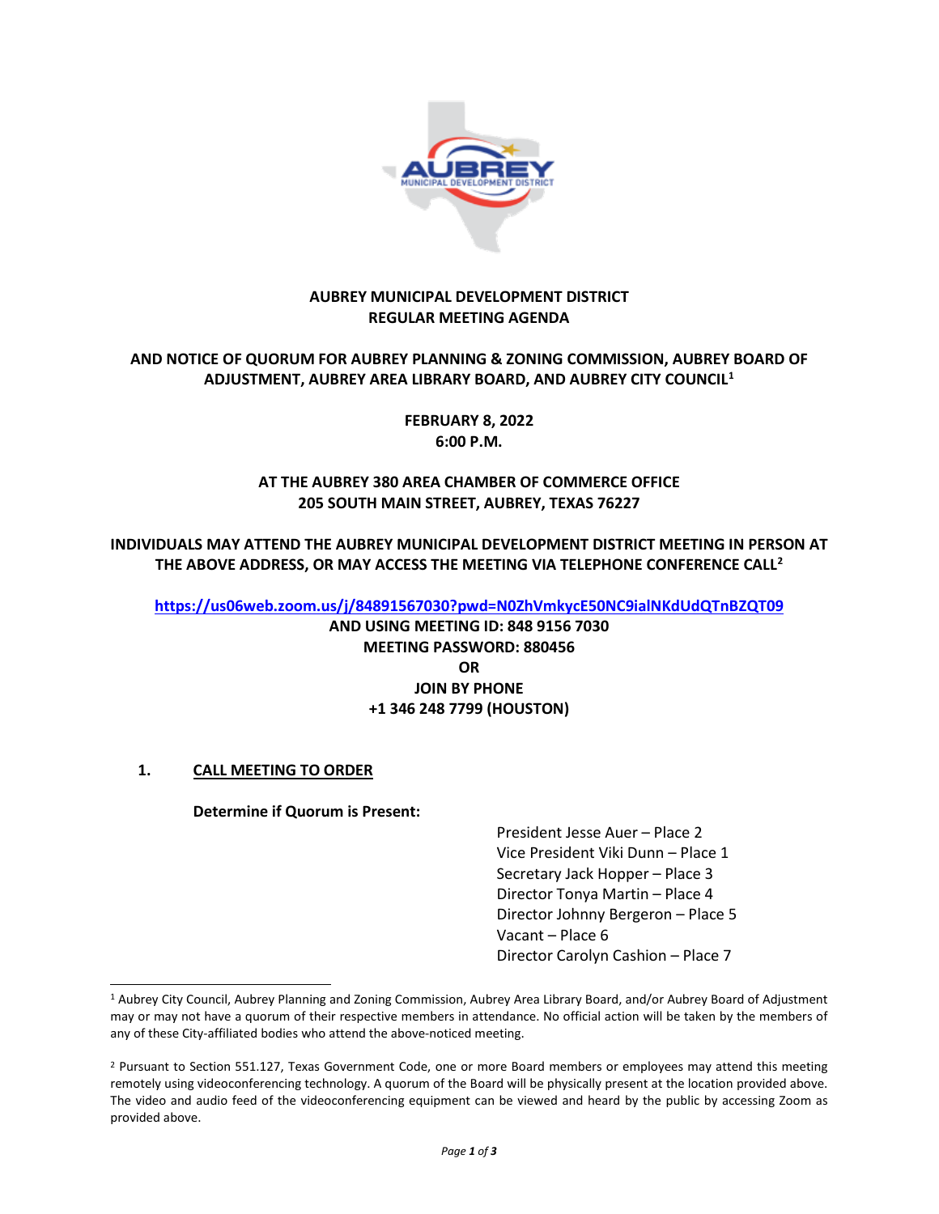# AUBREY MUNICIPAL DEVELOPMENT DISTRICT
## REGULAR MEETING AGENDA

**AND NOTICE OF QUORUM FOR AUBREY PLANNING & ZONING COMMISSION, AUBREY BOARD OF ADJUSTMENT, AUBREY AREA LIBRARY BOARD, AND AUBREY CITY COUNCIL[1]**

**FEBRUARY 8, 2022**
**6:00 P.M.**

**AT THE AUBREY 380 AREA CHAMBER OF COMMERCE OFFICE**
**205 SOUTH MAIN STREET, AUBREY, TEXAS 76227**

**INDIVIDUALS MAY ATTEND THE AUBREY MUNICIPAL DEVELOPMENT DISTRICT MEETING IN PERSON AT THE ABOVE ADDRESS, OR MAY ACCESS THE MEETING VIA TELEPHONE CONFERENCE CALL[2]**

**https://us06web.zoom.us/j/84891567030?pwd=N0ZhVmkycE50NC9ialNKdUdQTnBZQT09**
**AND USING MEETING ID: 848 9156 7030**
**MEETING PASSWORD: 880456**
**OR**
**JOIN BY PHONE**
**+1 346 248 7799 (HOUSTON)**

**1. CALL MEETING TO ORDER**

**Determine if Quorum is Present:**

President Jesse Auer – Place 2
Vice President Viki Dunn – Place 1
Secretary Jack Hopper – Place 3
Director Tonya Martin – Place 4
Director Johnny Bergeron – Place 5
Vacant – Place 6
Director Carolyn Cashion – Place 7

---

[1] Aubrey City Council, Aubrey Planning and Zoning Commission, Aubrey Area Library Board, and/or Aubrey Board of Adjustment may or may not have a quorum of their respective members in attendance. No official action will be taken by the members of any of these City-affiliated bodies who attend the above-noticed meeting.

[2] Pursuant to Section 551.127, Texas Government Code, one or more Board members or employees may attend this meeting remotely using videoconferencing technology. A quorum of the Board will be physically present at the location provided above. The video and audio feed of the videoconferencing equipment can be viewed and heard by the public by accessing Zoom as provided above.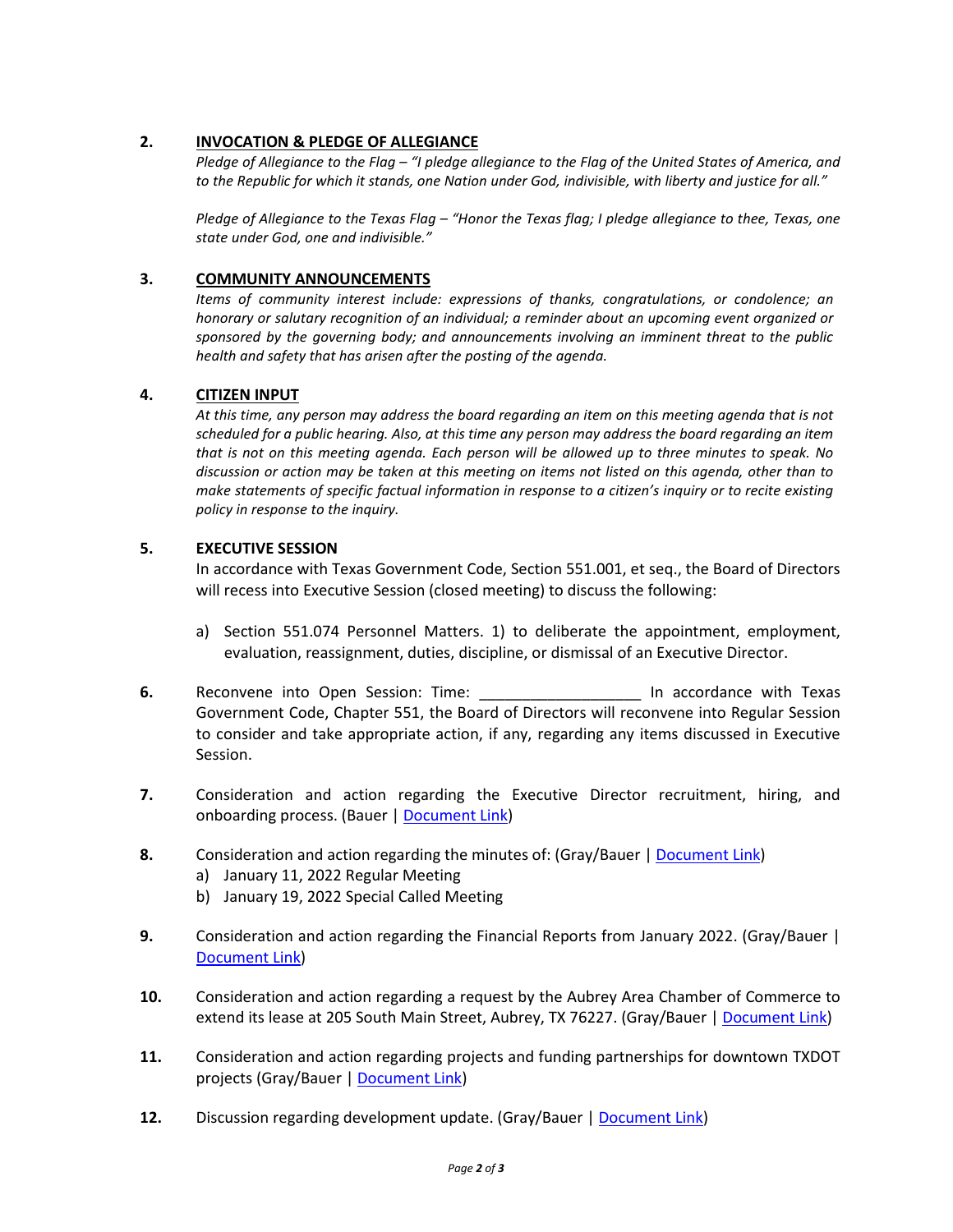2. **INVOCATION & PLEDGE OF ALLEGIANCE**

*Pledge of Allegiance to the Flag – "I pledge allegiance to the Flag of the United States of America, and to the Republic for which it stands, one Nation under God, indivisible, with liberty and justice for all."*

*Pledge of Allegiance to the Texas Flag – "Honor the Texas flag; I pledge allegiance to thee, Texas, one state under God, one and indivisible."*

3. **COMMUNITY ANNOUNCEMENTS**

*Items of community interest include: expressions of thanks, congratulations, or condolence; an honorary or salutary recognition of an individual; a reminder about an upcoming event organized or sponsored by the governing body; and announcements involving an imminent threat to the public health and safety that has arisen after the posting of the agenda.*

4. **CITIZEN INPUT**

*At this time, any person may address the board regarding an item on this meeting agenda that is not scheduled for a public hearing. Also, at this time any person may address the board regarding an item that is not on this meeting agenda. Each person will be allowed up to three minutes to speak. No discussion or action may be taken at this meeting on items not listed on this agenda, other than to make statements of specific factual information in response to a citizen's inquiry or to recite existing policy in response to the inquiry.*

5. **EXECUTIVE SESSION**

In accordance with Texas Government Code, Section 551.001, et seq., the Board of Directors will recess into Executive Session (closed meeting) to discuss the following:

a) Section 551.074 Personnel Matters. 1) to deliberate the appointment, employment, evaluation, reassignment, duties, discipline, or dismissal of an Executive Director.

6. Reconvene into Open Session: Time: ___________________ In accordance with Texas Government Code, Chapter 551, the Board of Directors will reconvene into Regular Session to consider and take appropriate action, if any, regarding any items discussed in Executive Session.

7. Consideration and action regarding the Executive Director recruitment, hiring, and onboarding process. (Bauer | Document Link)

8. Consideration and action regarding the minutes of: (Gray/Bauer | Document Link)
   a) January 11, 2022 Regular Meeting
   b) January 19, 2022 Special Called Meeting

9. Consideration and action regarding the Financial Reports from January 2022. (Gray/Bauer | Document Link)

10. Consideration and action regarding a request by the Aubrey Area Chamber of Commerce to extend its lease at 205 South Main Street, Aubrey, TX 76227. (Gray/Bauer | Document Link)

11. Consideration and action regarding projects and funding partnerships for downtown TXDOT projects (Gray/Bauer | Document Link)

12. Discussion regarding development update. (Gray/Bauer | Document Link)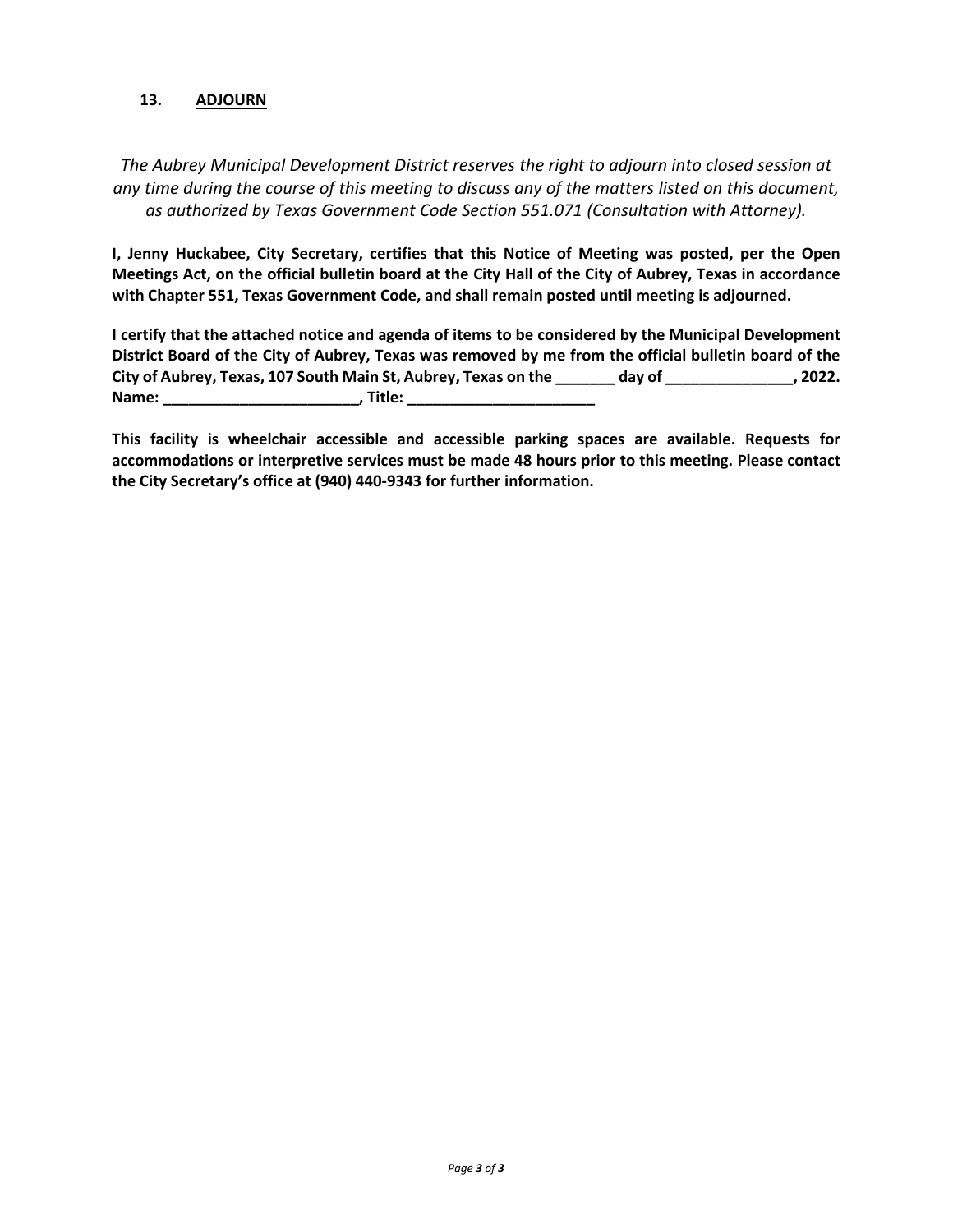**13. <u>ADJOURN</u>**

*The Aubrey Municipal Development District reserves the right to adjourn into closed session at any time during the course of this meeting to discuss any of the matters listed on this document, as authorized by Texas Government Code Section 551.071 (Consultation with Attorney).*

**I, Jenny Huckabee, City Secretary, certifies that this Notice of Meeting was posted, per the Open Meetings Act, on the official bulletin board at the City Hall of the City of Aubrey, Texas in accordance with Chapter 551, Texas Government Code, and shall remain posted until meeting is adjourned.**

**I certify that the attached notice and agenda of items to be considered by the Municipal Development District Board of the City of Aubrey, Texas was removed by me from the official bulletin board of the City of Aubrey, Texas, 107 South Main St, Aubrey, Texas on the _______ day of _______________, 2022.**
**Name: _______________________, Title: ______________________**

**This facility is wheelchair accessible and accessible parking spaces are available. Requests for accommodations or interpretive services must be made 48 hours prior to this meeting. Please contact the City Secretary's office at (940) 440-9343 for further information.**